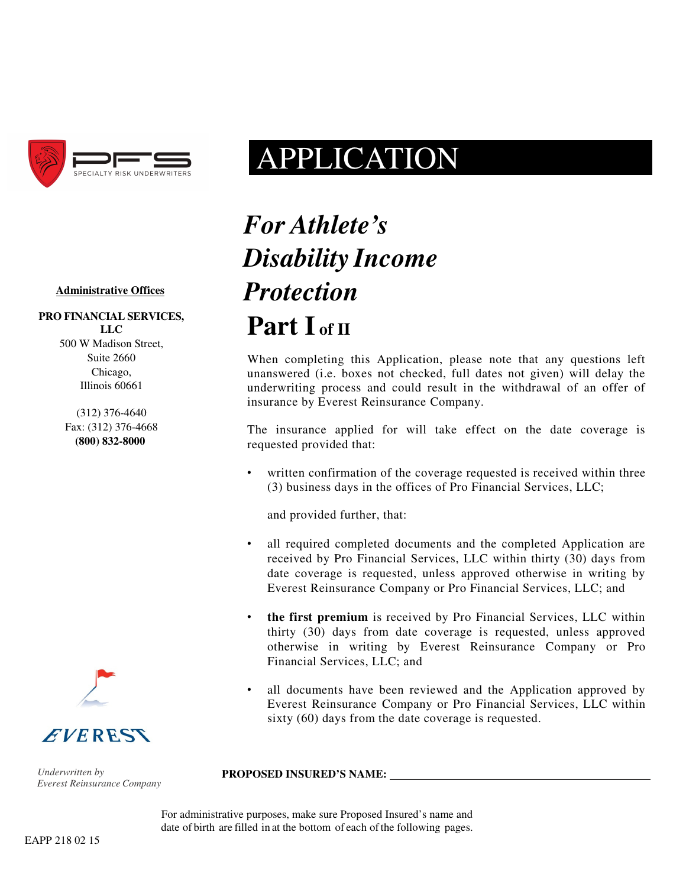PFS SPECIALTY RISK UNDERWRITERS

# APPLICATION

## *For Athlete's Disability Income Protection*

## Part I of II

**Administrative Offices**

**PRO FINANCIAL SERVICES, LLC**
500 W Madison Street,
Suite 2660
Chicago,
Illinois 60661

(312) 376-4640
Fax: (312) 376-4668
**(800) 832-8000**

When completing this Application, please note that any questions left unanswered (i.e. boxes not checked, full dates not given) will delay the underwriting process and could result in the withdrawal of an offer of insurance by Everest Reinsurance Company.

The insurance applied for will take effect on the date coverage is requested provided that:

- written confirmation of the coverage requested is received within three (3) business days in the offices of Pro Financial Services, LLC;

  and provided further, that:

- all required completed documents and the completed Application are received by Pro Financial Services, LLC within thirty (30) days from date coverage is requested, unless approved otherwise in writing by Everest Reinsurance Company or Pro Financial Services, LLC; and
- **the first premium** is received by Pro Financial Services, LLC within thirty (30) days from date coverage is requested, unless approved otherwise in writing by Everest Reinsurance Company or Pro Financial Services, LLC; and
- all documents have been reviewed and the Application approved by Everest Reinsurance Company or Pro Financial Services, LLC within sixty (60) days from the date coverage is requested.

EVEREST

*Underwritten by Everest Reinsurance Company*

**PROPOSED INSURED'S NAME:** ______________________________

For administrative purposes, make sure Proposed Insured's name and date of birth are filled in at the bottom of each of the following pages.

EAPP 218 02 15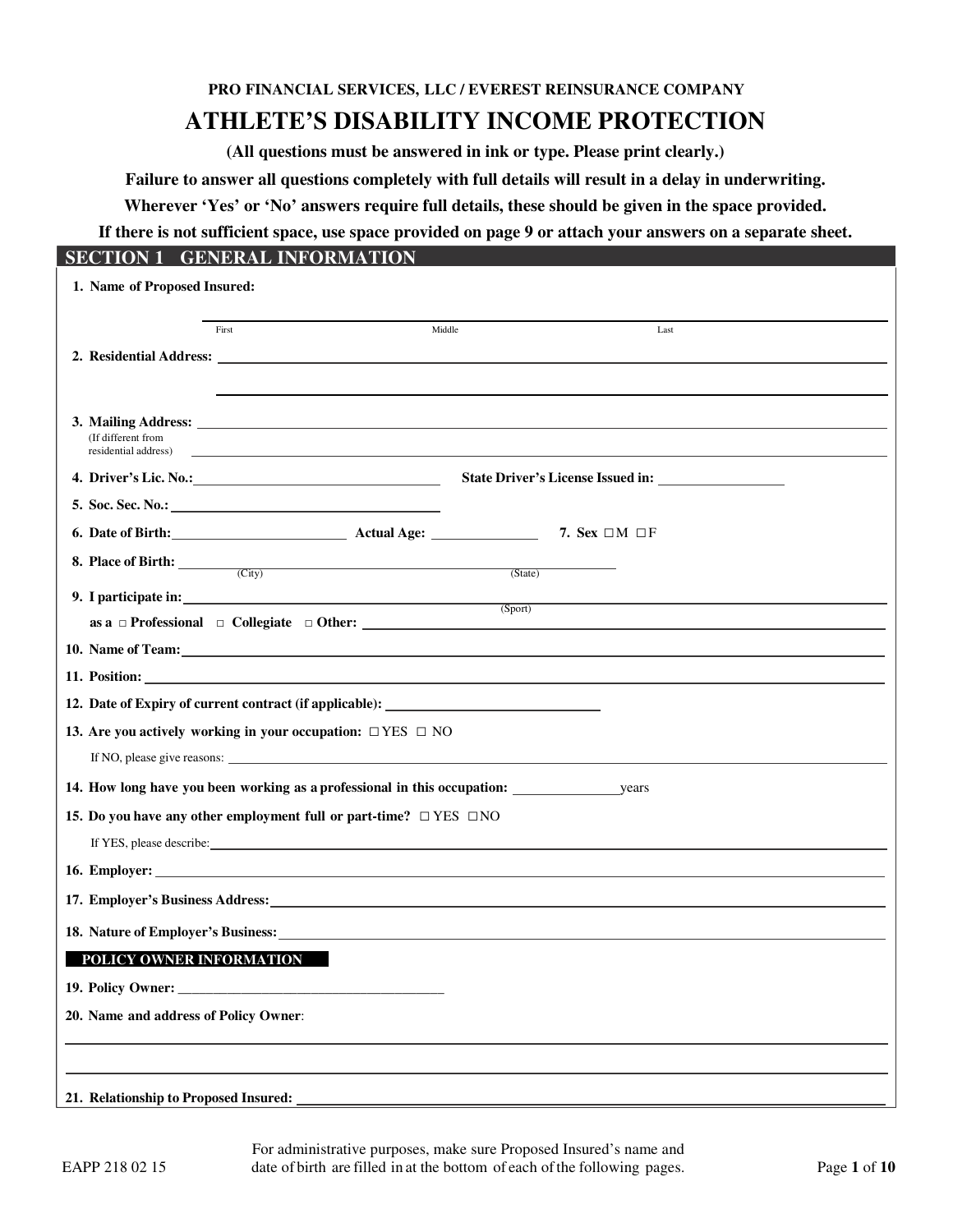**PRO FINANCIAL SERVICES, LLC / EVEREST REINSURANCE COMPANY**

# ATHLETE'S DISABILITY INCOME PROTECTION

**(All questions must be answered in ink or type. Please print clearly.)**

**Failure to answer all questions completely with full details will result in a delay in underwriting.**

**Wherever 'Yes' or 'No' answers require full details, these should be given in the space provided.**

**If there is not sufficient space, use space provided on page 9 or attach your answers on a separate sheet.**

## SECTION 1 GENERAL INFORMATION

**1. Name of Proposed Insured:** ______________________________________________

First Middle Last

**2. Residential Address:** ______________________________________________

______________________________________________

**3. Mailing Address:** ______________________________________________
(If different from residential address)

**4. Driver's Lic. No.:** ____________________ **State Driver's License Issued in:** ____________

**5. Soc. Sec. No.:** ____________________

**6. Date of Birth:** ____________________ **Actual Age:** ____________ **7. Sex** ☐ M ☐ F

**8. Place of Birth:** ____________________ (City) ____________________ (State)

**9. I participate in:** ____________________ (Sport)

as a ☐ **Professional** ☐ **Collegiate** ☐ **Other:** ____________________

**10. Name of Team:** ______________________________________________

**11. Position:** ______________________________________________

**12. Date of Expiry of current contract (if applicable):** ____________________

**13. Are you actively working in your occupation:** ☐ YES ☐ NO

If NO, please give reasons: ______________________________________________

**14. How long have you been working as a professional in this occupation:** ____________ years

**15. Do you have any other employment full or part-time?** ☐ YES ☐ NO

If YES, please describe: ______________________________________________

**16. Employer:** ______________________________________________

**17. Employer's Business Address:** ______________________________________________

**18. Nature of Employer's Business:** ______________________________________________

### POLICY OWNER INFORMATION

**19. Policy Owner:** ______________________________________________

**20. Name and address of Policy Owner:**

______________________________________________

______________________________________________

**21. Relationship to Proposed Insured:** ______________________________________________

EAPP 218 02 15

For administrative purposes, make sure Proposed Insured's name and date of birth are filled in at the bottom of each of the following pages.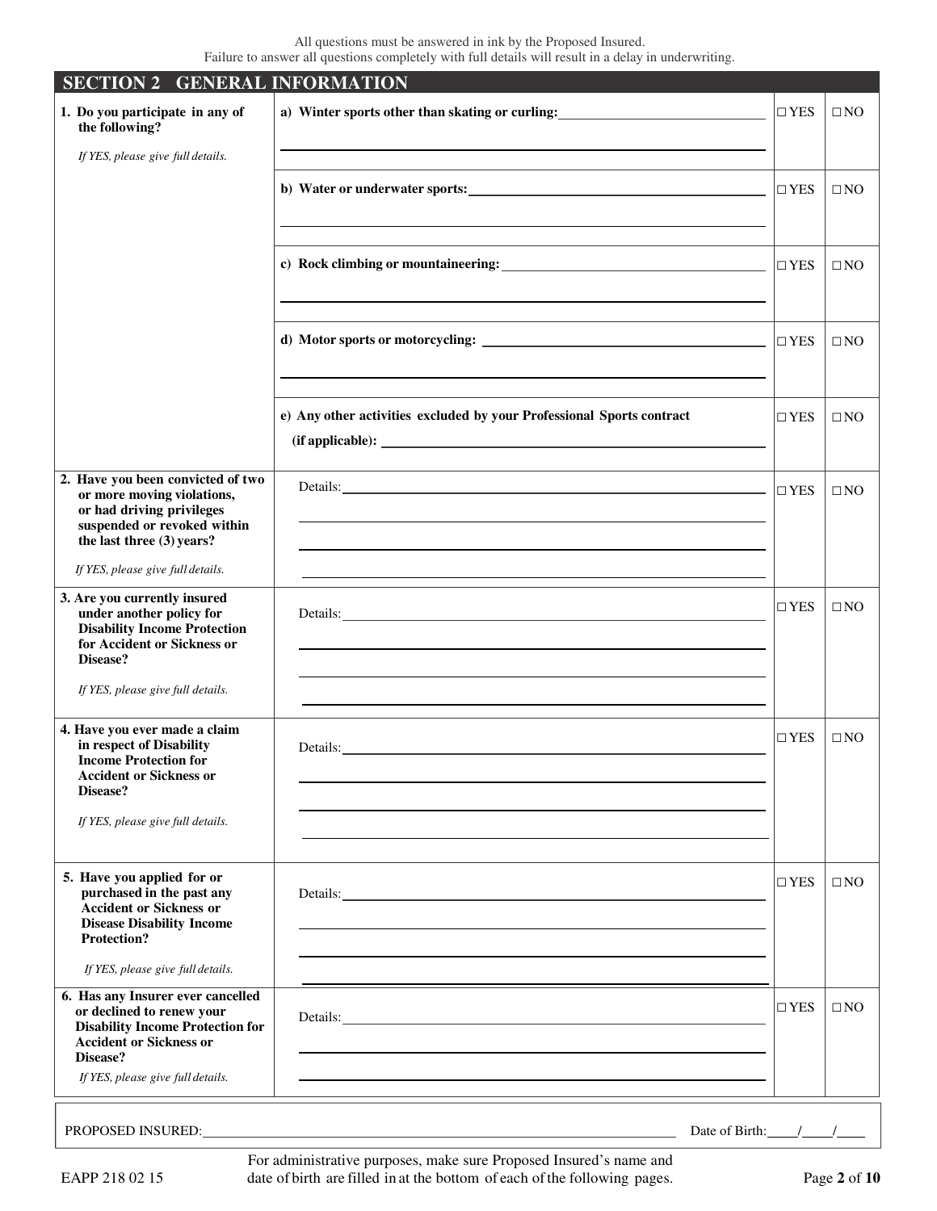All questions must be answered in ink by the Proposed Insured.
Failure to answer all questions completely with full details will result in a delay in underwriting.

## SECTION 2 GENERAL INFORMATION

| Question | Details | | |
|---|---|---|---|
| **1. Do you participate in any of the following?**<br>*If YES, please give full details.* | **a) Winter sports other than skating or curling:** ______ | ☐ YES | ☐ NO |
| | **b) Water or underwater sports:** ______ | ☐ YES | ☐ NO |
| | **c) Rock climbing or mountaineering:** ______ | ☐ YES | ☐ NO |
| | **d) Motor sports or motorcycling:** ______ | ☐ YES | ☐ NO |
| | **e) Any other activities excluded by your Professional Sports contract (if applicable):** ______ | ☐ YES | ☐ NO |
| **2. Have you been convicted of two or more moving violations, or had driving privileges suspended or revoked within the last three (3) years?**<br>*If YES, please give full details.* | Details: ______ | ☐ YES | ☐ NO |
| **3. Are you currently insured under another policy for Disability Income Protection for Accident or Sickness or Disease?**<br>*If YES, please give full details.* | Details: ______ | ☐ YES | ☐ NO |
| **4. Have you ever made a claim in respect of Disability Income Protection for Accident or Sickness or Disease?**<br>*If YES, please give full details.* | Details: ______ | ☐ YES | ☐ NO |
| **5. Have you applied for or purchased in the past any Accident or Sickness or Disease Disability Income Protection?**<br>*If YES, please give full details.* | Details: ______ | ☐ YES | ☐ NO |
| **6. Has any Insurer ever cancelled or declined to renew your Disability Income Protection for Accident or Sickness or Disease?**<br>*If YES, please give full details.* | Details: ______ | ☐ YES | ☐ NO |

PROPOSED INSURED: ______ Date of Birth: ___/___/___

EAPP 218 02 15

For administrative purposes, make sure Proposed Insured's name and date of birth are filled in at the bottom of each of the following pages.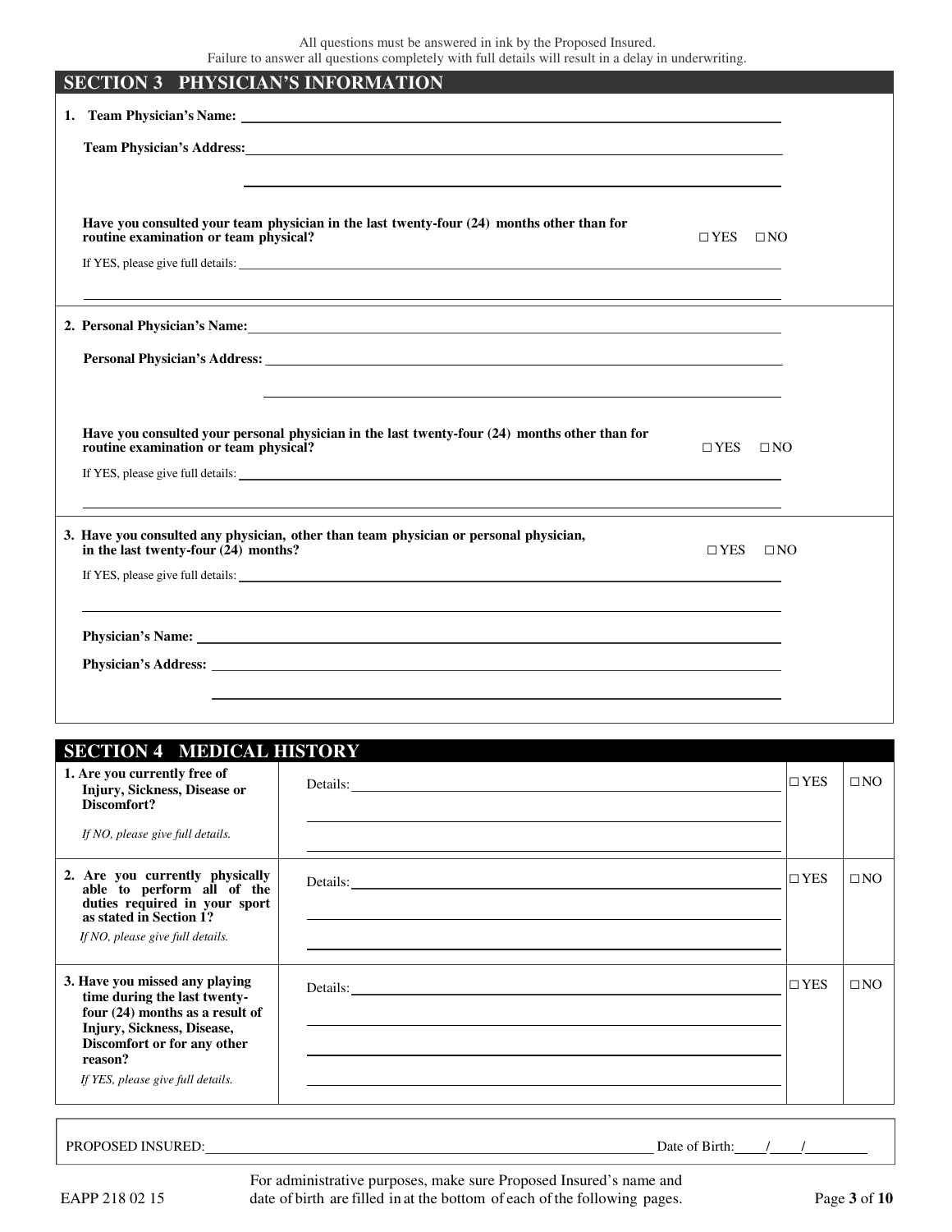All questions must be answered in ink by the Proposed Insured.
Failure to answer all questions completely with full details will result in a delay in underwriting.

## SECTION 3 PHYSICIAN'S INFORMATION

**1. Team Physician's Name:** \_\_\_\_\_\_\_\_\_\_\_\_\_\_\_\_\_\_\_\_

**Team Physician's Address:** \_\_\_\_\_\_\_\_\_\_\_\_\_\_\_\_\_\_\_\_

\_\_\_\_\_\_\_\_\_\_\_\_\_\_\_\_\_\_\_\_

**Have you consulted your team physician in the last twenty-four (24) months other than for routine examination or team physical?** ☐ YES ☐ NO

If YES, please give full details: \_\_\_\_\_\_\_\_\_\_\_\_\_\_\_\_\_\_\_\_

\_\_\_\_\_\_\_\_\_\_\_\_\_\_\_\_\_\_\_\_

**2. Personal Physician's Name:** \_\_\_\_\_\_\_\_\_\_\_\_\_\_\_\_\_\_\_\_

**Personal Physician's Address:** \_\_\_\_\_\_\_\_\_\_\_\_\_\_\_\_\_\_\_\_

\_\_\_\_\_\_\_\_\_\_\_\_\_\_\_\_\_\_\_\_

**Have you consulted your personal physician in the last twenty-four (24) months other than for routine examination or team physical?** ☐ YES ☐ NO

If YES, please give full details: \_\_\_\_\_\_\_\_\_\_\_\_\_\_\_\_\_\_\_\_

\_\_\_\_\_\_\_\_\_\_\_\_\_\_\_\_\_\_\_\_

**3. Have you consulted any physician, other than team physician or personal physician, in the last twenty-four (24) months?** ☐ YES ☐ NO

If YES, please give full details: \_\_\_\_\_\_\_\_\_\_\_\_\_\_\_\_\_\_\_\_

\_\_\_\_\_\_\_\_\_\_\_\_\_\_\_\_\_\_\_\_

**Physician's Name:** \_\_\_\_\_\_\_\_\_\_\_\_\_\_\_\_\_\_\_\_

**Physician's Address:** \_\_\_\_\_\_\_\_\_\_\_\_\_\_\_\_\_\_\_\_

\_\_\_\_\_\_\_\_\_\_\_\_\_\_\_\_\_\_\_\_

## SECTION 4 MEDICAL HISTORY

| Question | Details | | |
|---|---|---|---|
| **1. Are you currently free of Injury, Sickness, Disease or Discomfort?** *If NO, please give full details.* | Details: | ☐ YES | ☐ NO |
| **2. Are you currently physically able to perform all of the duties required in your sport as stated in Section 1?** *If NO, please give full details.* | Details: | ☐ YES | ☐ NO |
| **3. Have you missed any playing time during the last twenty-four (24) months as a result of Injury, Sickness, Disease, Discomfort or for any other reason?** *If YES, please give full details.* | Details: | ☐ YES | ☐ NO |

PROPOSED INSURED: \_\_\_\_\_\_\_\_\_\_\_\_\_\_\_\_\_\_\_\_ Date of Birth: \_\_\_\_/\_\_\_\_/\_\_\_\_\_\_\_\_

For administrative purposes, make sure Proposed Insured's name and date of birth are filled in at the bottom of each of the following pages.

EAPP 218 02 15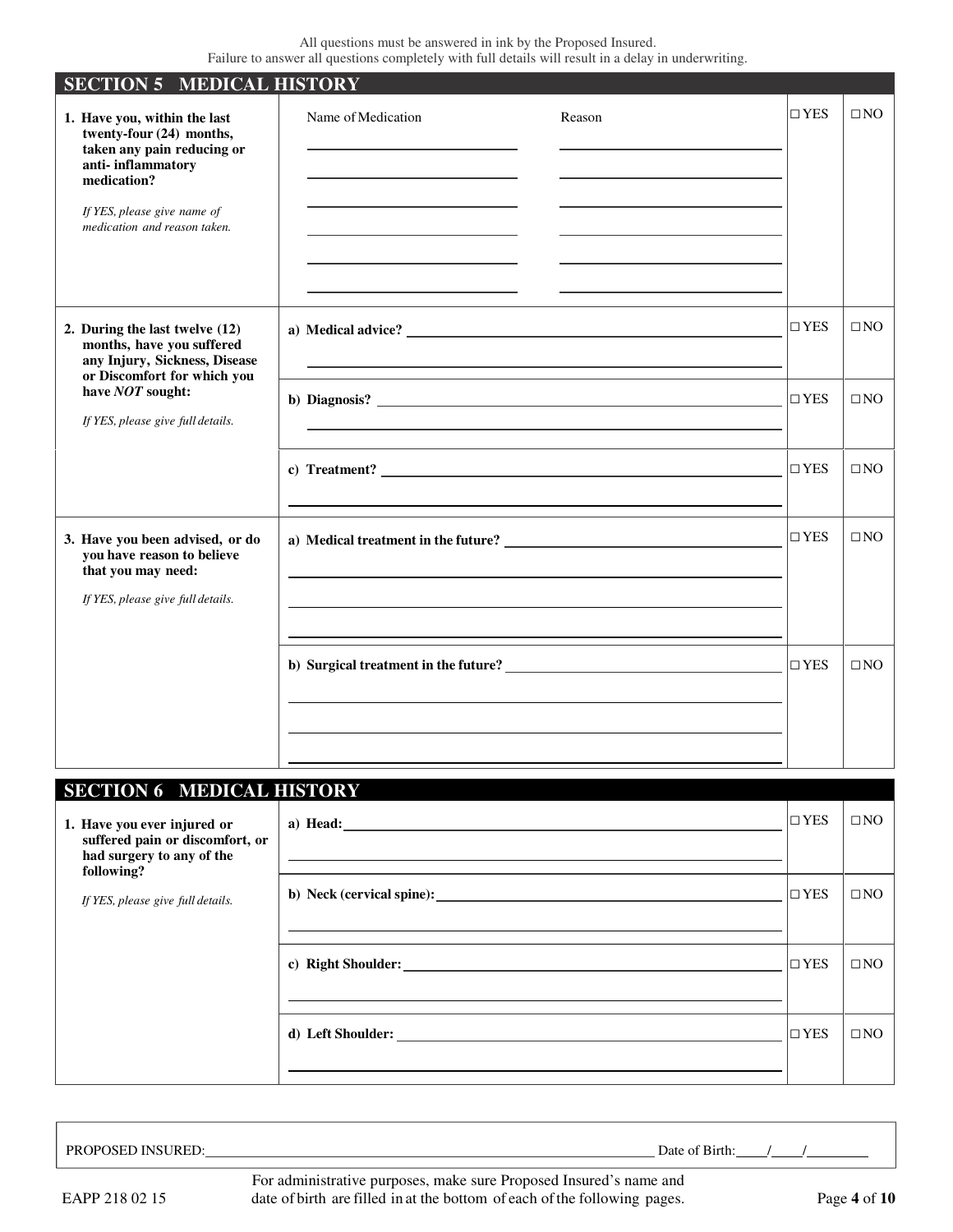All questions must be answered in ink by the Proposed Insured.
Failure to answer all questions completely with full details will result in a delay in underwriting.

## SECTION 5 MEDICAL HISTORY

| Question | Details | | | |
|---|---|---|---|---|
| **1. Have you, within the last twenty-four (24) months, taken any pain reducing or anti- inflammatory medication?** *If YES, please give name of medication and reason taken.* | Name of Medication | Reason | ☐ YES | ☐ NO |
| **2. During the last twelve (12) months, have you suffered any Injury, Sickness, Disease or Discomfort for which you have *NOT* sought:** *If YES, please give full details.* | **a) Medical advice?** | | ☐ YES | ☐ NO |
| | **b) Diagnosis?** | | ☐ YES | ☐ NO |
| | **c) Treatment?** | | ☐ YES | ☐ NO |
| **3. Have you been advised, or do you have reason to believe that you may need:** *If YES, please give full details.* | **a) Medical treatment in the future?** | | ☐ YES | ☐ NO |
| | **b) Surgical treatment in the future?** | | ☐ YES | ☐ NO |

## SECTION 6 MEDICAL HISTORY

| Question | Details | | |
|---|---|---|---|
| **1. Have you ever injured or suffered pain or discomfort, or had surgery to any of the following?** *If YES, please give full details.* | **a) Head:** | ☐ YES | ☐ NO |
| | **b) Neck (cervical spine):** | ☐ YES | ☐ NO |
| | **c) Right Shoulder:** | ☐ YES | ☐ NO |
| | **d) Left Shoulder:** | ☐ YES | ☐ NO |

PROPOSED INSURED: ______________________ Date of Birth: ____/____/________

EAPP 218 02 15

For administrative purposes, make sure Proposed Insured's name and date of birth are filled in at the bottom of each of the following pages.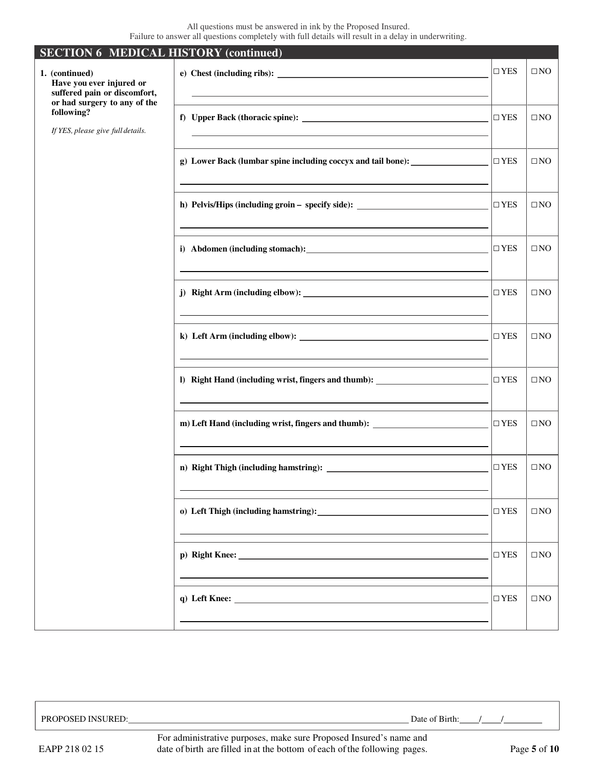All questions must be answered in ink by the Proposed Insured.
Failure to answer all questions completely with full details will result in a delay in underwriting.

## SECTION 6 MEDICAL HISTORY (continued)

| | | | |
|---|---|---|---|
| **1. (continued) Have you ever injured or suffered pain or discomfort, or had surgery to any of the following?** *If YES, please give full details.* | **e) Chest (including ribs):** ______________________ | ☐ YES | ☐ NO |
| | **f) Upper Back (thoracic spine):** ______________________ | ☐ YES | ☐ NO |
| | **g) Lower Back (lumbar spine including coccyx and tail bone):** ______________________ | ☐ YES | ☐ NO |
| | **h) Pelvis/Hips (including groin – specify side):** ______________________ | ☐ YES | ☐ NO |
| | **i) Abdomen (including stomach):** ______________________ | ☐ YES | ☐ NO |
| | **j) Right Arm (including elbow):** ______________________ | ☐ YES | ☐ NO |
| | **k) Left Arm (including elbow):** ______________________ | ☐ YES | ☐ NO |
| | **l) Right Hand (including wrist, fingers and thumb):** ______________________ | ☐ YES | ☐ NO |
| | **m) Left Hand (including wrist, fingers and thumb):** ______________________ | ☐ YES | ☐ NO |
| | **n) Right Thigh (including hamstring):** ______________________ | ☐ YES | ☐ NO |
| | **o) Left Thigh (including hamstring):** ______________________ | ☐ YES | ☐ NO |
| | **p) Right Knee:** ______________________ | ☐ YES | ☐ NO |
| | **q) Left Knee:** ______________________ | ☐ YES | ☐ NO |

PROPOSED INSURED: ______________________ Date of Birth: ____/____/________

EAPP 218 02 15

For administrative purposes, make sure Proposed Insured's name and date of birth are filled in at the bottom of each of the following pages.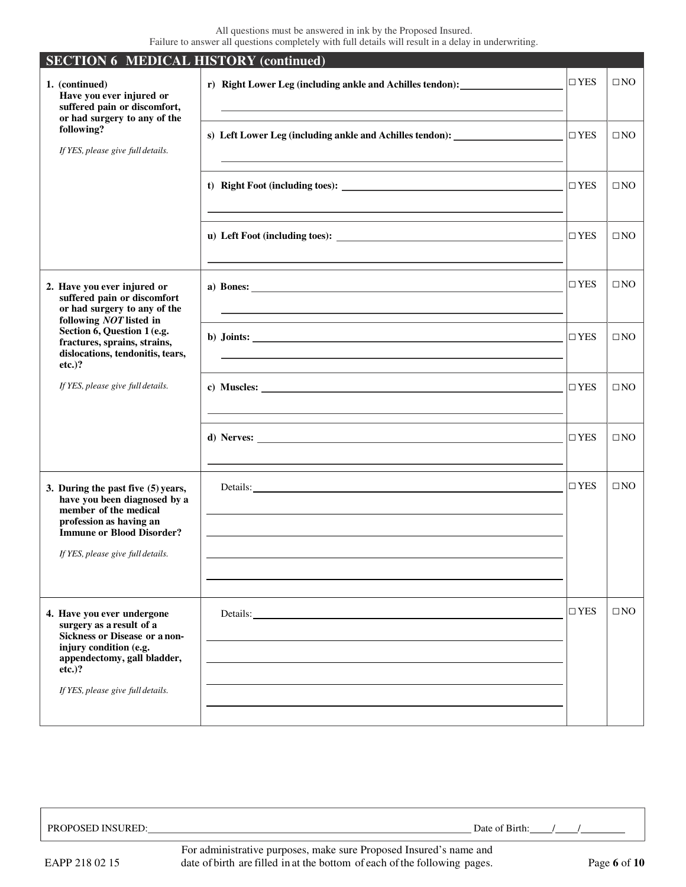All questions must be answered in ink by the Proposed Insured.
Failure to answer all questions completely with full details will result in a delay in underwriting.

## SECTION 6 MEDICAL HISTORY (continued)

| Question | Item | YES | NO |
|---|---|---|---|
| **1. (continued) Have you ever injured or suffered pain or discomfort, or had surgery to any of the following?** *If YES, please give full details.* | **r) Right Lower Leg (including ankle and Achilles tendon):** ______ | ☐ YES | ☐ NO |
| | **s) Left Lower Leg (including ankle and Achilles tendon):** ______ | ☐ YES | ☐ NO |
| | **t) Right Foot (including toes):** ______ | ☐ YES | ☐ NO |
| | **u) Left Foot (including toes):** ______ | ☐ YES | ☐ NO |
| **2. Have you ever injured or suffered pain or discomfort or had surgery to any of the following *NOT* listed in Section 6, Question 1 (e.g. fractures, sprains, strains, dislocations, tendonitis, tears, etc.)?** *If YES, please give full details.* | **a) Bones:** ______ | ☐ YES | ☐ NO |
| | **b) Joints:** ______ | ☐ YES | ☐ NO |
| | **c) Muscles:** ______ | ☐ YES | ☐ NO |
| | **d) Nerves:** ______ | ☐ YES | ☐ NO |
| **3. During the past five (5) years, have you been diagnosed by a member of the medical profession as having an Immune or Blood Disorder?** *If YES, please give full details.* | Details: ______ | ☐ YES | ☐ NO |
| **4. Have you ever undergone surgery as a result of a Sickness or Disease or a non-injury condition (e.g. appendectomy, gall bladder, etc.)?** *If YES, please give full details.* | Details: ______ | ☐ YES | ☐ NO |

PROPOSED INSURED: ______ Date of Birth: ____/____/________

EAPP 218 02 15

For administrative purposes, make sure Proposed Insured's name and date of birth are filled in at the bottom of each of the following pages.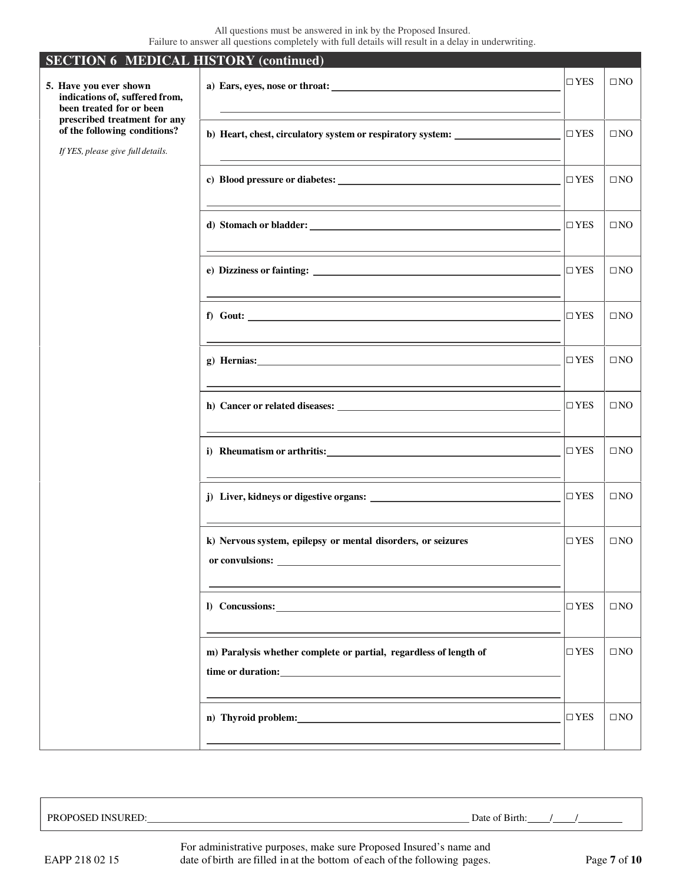All questions must be answered in ink by the Proposed Insured.
Failure to answer all questions completely with full details will result in a delay in underwriting.

## SECTION 6 MEDICAL HISTORY (continued)

**5. Have you ever shown indications of, suffered from, been treated for or been prescribed treatment for any of the following conditions?**

*If YES, please give full details.*

| Condition | YES | NO |
|---|---|---|
| **a) Ears, eyes, nose or throat:** ______ | ☐ YES | ☐ NO |
| **b) Heart, chest, circulatory system or respiratory system:** ______ | ☐ YES | ☐ NO |
| **c) Blood pressure or diabetes:** ______ | ☐ YES | ☐ NO |
| **d) Stomach or bladder:** ______ | ☐ YES | ☐ NO |
| **e) Dizziness or fainting:** ______ | ☐ YES | ☐ NO |
| **f) Gout:** ______ | ☐ YES | ☐ NO |
| **g) Hernias:** ______ | ☐ YES | ☐ NO |
| **h) Cancer or related diseases:** ______ | ☐ YES | ☐ NO |
| **i) Rheumatism or arthritis:** ______ | ☐ YES | ☐ NO |
| **j) Liver, kidneys or digestive organs:** ______ | ☐ YES | ☐ NO |
| **k) Nervous system, epilepsy or mental disorders, or seizures or convulsions:** ______ | ☐ YES | ☐ NO |
| **l) Concussions:** ______ | ☐ YES | ☐ NO |
| **m) Paralysis whether complete or partial, regardless of length of time or duration:** ______ | ☐ YES | ☐ NO |
| **n) Thyroid problem:** ______ | ☐ YES | ☐ NO |

PROPOSED INSURED: ______________________ Date of Birth: ____/____/________

EAPP 218 02 15

For administrative purposes, make sure Proposed Insured's name and date of birth are filled in at the bottom of each of the following pages.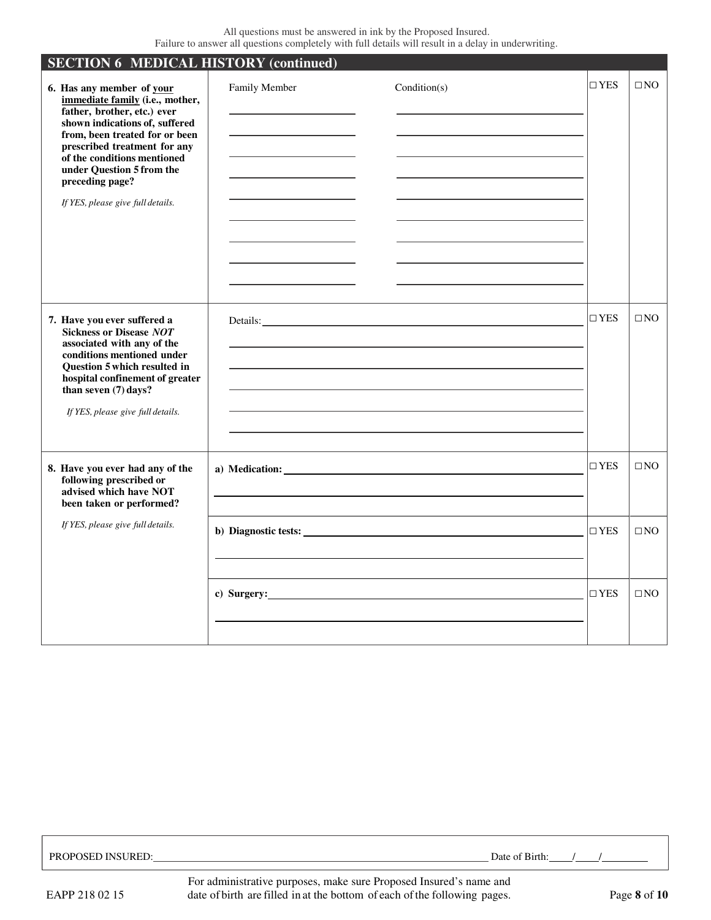All questions must be answered in ink by the Proposed Insured.
Failure to answer all questions completely with full details will result in a delay in underwriting.

## SECTION 6 MEDICAL HISTORY (continued)

| Question | Details | | |
|---|---|---|---|
| **6. Has any member of your immediate family (i.e., mother, father, brother, etc.) ever shown indications of, suffered from, been treated for or been prescribed treatment for any of the conditions mentioned under Question 5 from the preceding page?** *If YES, please give full details.* | Family Member \_\_\_\_\_\_\_\_ Condition(s) \_\_\_\_\_\_\_\_ | ☐ YES | ☐ NO |
| **7. Have you ever suffered a Sickness or Disease *NOT* associated with any of the conditions mentioned under Question 5 which resulted in hospital confinement of greater than seven (7) days?** *If YES, please give full details.* | Details: \_\_\_\_\_\_\_\_ | ☐ YES | ☐ NO |
| **8. Have you ever had any of the following prescribed or advised which have NOT been taken or performed?** *If YES, please give full details.* | **a) Medication:** \_\_\_\_\_\_\_\_ | ☐ YES | ☐ NO |
| | **b) Diagnostic tests:** \_\_\_\_\_\_\_\_ | ☐ YES | ☐ NO |
| | **c) Surgery:** \_\_\_\_\_\_\_\_ | ☐ YES | ☐ NO |

PROPOSED INSURED: \_\_\_\_\_\_\_\_ Date of Birth: \_\_\_\_/\_\_\_\_/\_\_\_\_

EAPP 218 02 15

For administrative purposes, make sure Proposed Insured's name and date of birth are filled in at the bottom of each of the following pages.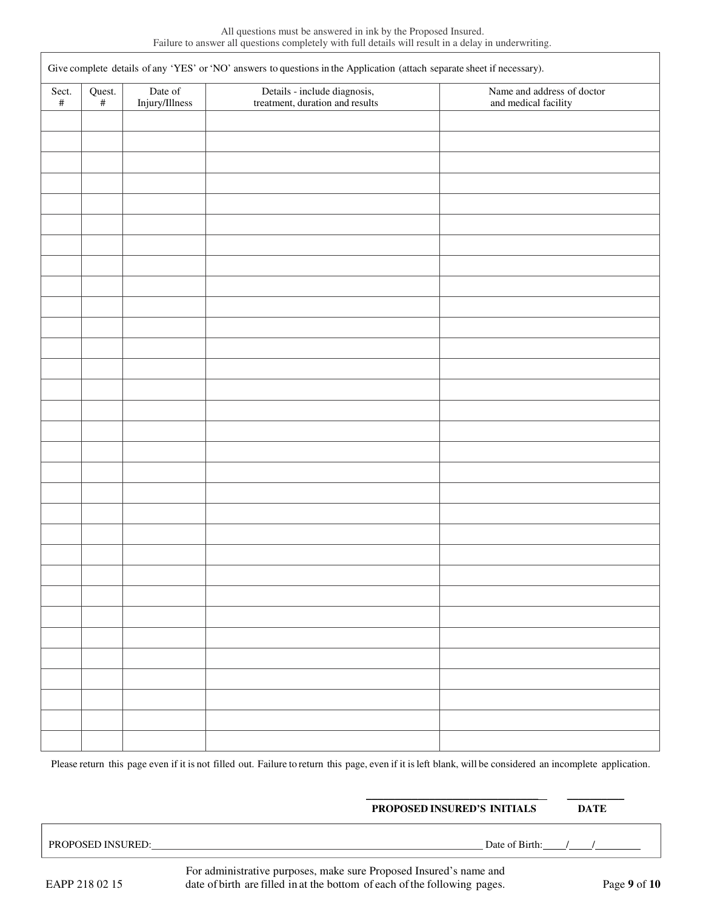All questions must be answered in ink by the Proposed Insured.
Failure to answer all questions completely with full details will result in a delay in underwriting.

Give complete details of any 'YES' or 'NO' answers to questions in the Application (attach separate sheet if necessary).

| Sect. # | Quest. # | Date of Injury/Illness | Details - include diagnosis, treatment, duration and results | Name and address of doctor and medical facility |
|---|---|---|---|---|
| | | | | |
| | | | | |
| | | | | |
| | | | | |
| | | | | |
| | | | | |
| | | | | |
| | | | | |
| | | | | |
| | | | | |
| | | | | |
| | | | | |
| | | | | |
| | | | | |
| | | | | |
| | | | | |
| | | | | |
| | | | | |
| | | | | |
| | | | | |
| | | | | |
| | | | | |
| | | | | |
| | | | | |
| | | | | |
| | | | | |
| | | | | |
| | | | | |
| | | | | |
| | | | | |
| | | | | |

Please return this page even if it is not filled out. Failure to return this page, even if it is left blank, will be considered an incomplete application.

\_\_\_\_\_\_\_\_\_\_\_\_\_\_\_\_\_\_\_\_\_\_\_\_\_\_\_\_\_\_ \_\_\_\_\_\_\_\_\_\_
**PROPOSED INSURED'S INITIALS** **DATE**

PROPOSED INSURED:\_\_\_\_\_\_\_\_\_\_\_\_\_\_\_\_\_\_\_\_\_\_\_\_\_\_\_\_\_\_\_\_\_\_\_\_\_\_\_\_ Date of Birth:\_\_\_\_/\_\_\_\_/\_\_\_\_\_\_\_\_

EAPP 218 02 15

For administrative purposes, make sure Proposed Insured's name and date of birth are filled in at the bottom of each of the following pages.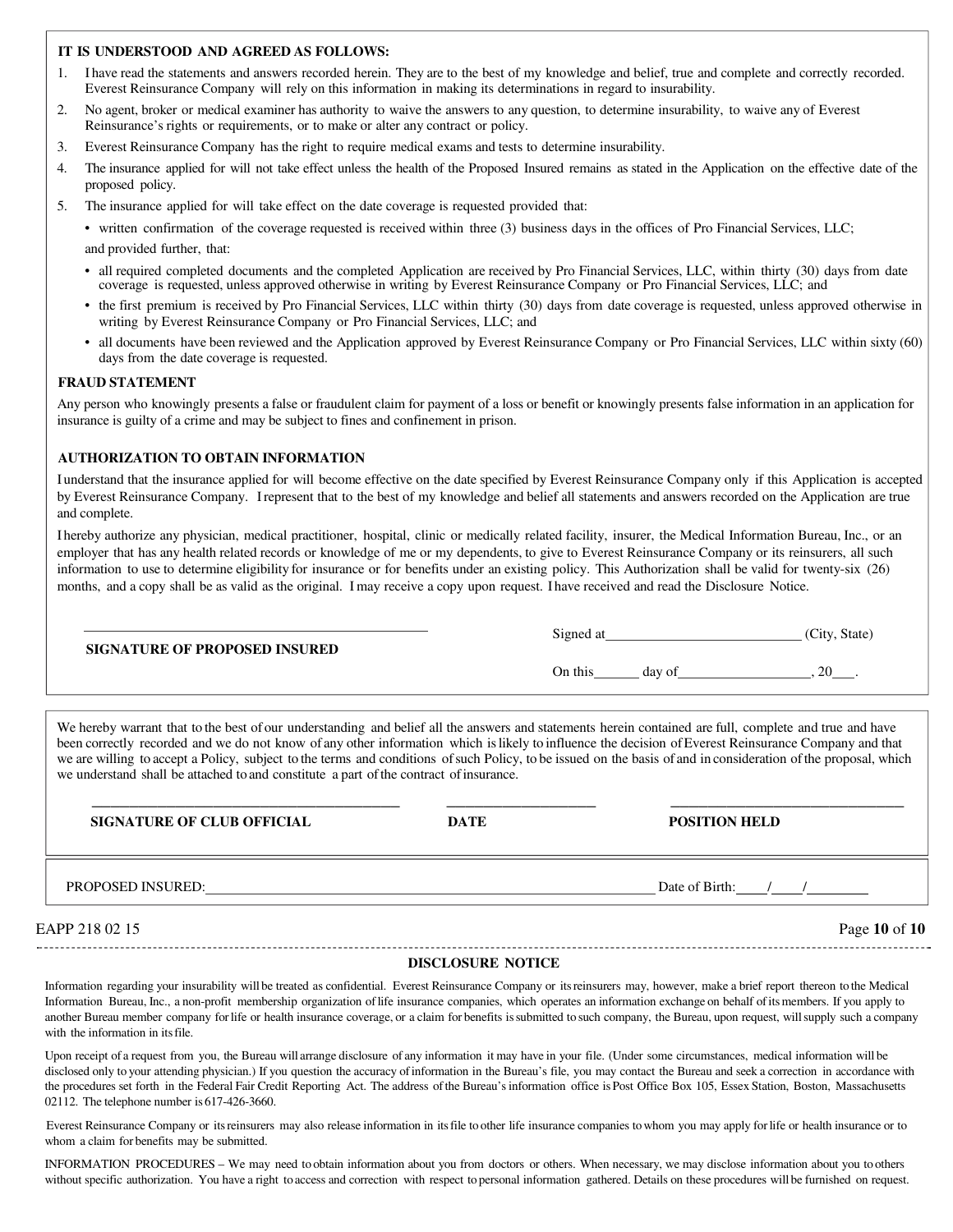### IT IS UNDERSTOOD AND AGREED AS FOLLOWS:

1. I have read the statements and answers recorded herein. They are to the best of my knowledge and belief, true and complete and correctly recorded. Everest Reinsurance Company will rely on this information in making its determinations in regard to insurability.
2. No agent, broker or medical examiner has authority to waive the answers to any question, to determine insurability, to waive any of Everest Reinsurance's rights or requirements, or to make or alter any contract or policy.
3. Everest Reinsurance Company has the right to require medical exams and tests to determine insurability.
4. The insurance applied for will not take effect unless the health of the Proposed Insured remains as stated in the Application on the effective date of the proposed policy.
5. The insurance applied for will take effect on the date coverage is requested provided that:
   - written confirmation of the coverage requested is received within three (3) business days in the offices of Pro Financial Services, LLC;

   and provided further, that:

   - all required completed documents and the completed Application are received by Pro Financial Services, LLC, within thirty (30) days from date coverage is requested, unless approved otherwise in writing by Everest Reinsurance Company or Pro Financial Services, LLC; and
   - the first premium is received by Pro Financial Services, LLC within thirty (30) days from date coverage is requested, unless approved otherwise in writing by Everest Reinsurance Company or Pro Financial Services, LLC; and
   - all documents have been reviewed and the Application approved by Everest Reinsurance Company or Pro Financial Services, LLC within sixty (60) days from the date coverage is requested.

### FRAUD STATEMENT

Any person who knowingly presents a false or fraudulent claim for payment of a loss or benefit or knowingly presents false information in an application for insurance is guilty of a crime and may be subject to fines and confinement in prison.

### AUTHORIZATION TO OBTAIN INFORMATION

I understand that the insurance applied for will become effective on the date specified by Everest Reinsurance Company only if this Application is accepted by Everest Reinsurance Company. I represent that to the best of my knowledge and belief all statements and answers recorded on the Application are true and complete.

I hereby authorize any physician, medical practitioner, hospital, clinic or medically related facility, insurer, the Medical Information Bureau, Inc., or an employer that has any health related records or knowledge of me or my dependents, to give to Everest Reinsurance Company or its reinsurers, all such information to use to determine eligibility for insurance or for benefits under an existing policy. This Authorization shall be valid for twenty-six (26) months, and a copy shall be as valid as the original. I may receive a copy upon request. I have received and read the Disclosure Notice.

\_\_\_\_\_\_\_\_\_\_\_\_\_\_\_\_\_\_\_\_\_\_\_\_\_\_\_\_\_\_\_\_\_\_\_\_\_\_\_\_
**SIGNATURE OF PROPOSED INSURED**

Signed at\_\_\_\_\_\_\_\_\_\_\_\_\_\_\_\_\_\_\_\_\_\_\_\_ (City, State)

On this\_\_\_\_\_\_ day of\_\_\_\_\_\_\_\_\_\_\_\_\_\_\_\_\_, 20\_\_\_.

We hereby warrant that to the best of our understanding and belief all the answers and statements herein contained are full, complete and true and have been correctly recorded and we do not know of any other information which is likely to influence the decision of Everest Reinsurance Company and that we are willing to accept a Policy, subject to the terms and conditions of such Policy, to be issued on the basis of and in consideration of the proposal, which we understand shall be attached to and constitute a part of the contract of insurance.

| | | |
|---|---|---|
| \_\_\_\_\_\_\_\_\_\_\_\_\_\_\_\_\_\_\_\_\_\_\_\_\_\_\_\_\_\_ | \_\_\_\_\_\_\_\_\_\_\_\_\_\_\_\_ | \_\_\_\_\_\_\_\_\_\_\_\_\_\_\_\_\_\_\_\_\_\_\_\_ |
| **SIGNATURE OF CLUB OFFICIAL** | **DATE** | **POSITION HELD** |

PROPOSED INSURED:\_\_\_\_\_\_\_\_\_\_\_\_\_\_\_\_\_\_\_\_\_\_\_\_\_\_\_\_\_\_\_\_\_\_\_\_\_\_\_\_\_\_\_\_\_\_ Date of Birth:\_\_\_\_/\_\_\_\_/\_\_\_\_\_\_\_\_

EAPP 218 02 15

### DISCLOSURE NOTICE

Information regarding your insurability will be treated as confidential. Everest Reinsurance Company or its reinsurers may, however, make a brief report thereon to the Medical Information Bureau, Inc., a non-profit membership organization of life insurance companies, which operates an information exchange on behalf of its members. If you apply to another Bureau member company for life or health insurance coverage, or a claim for benefits is submitted to such company, the Bureau, upon request, will supply such a company with the information in its file.

Upon receipt of a request from you, the Bureau will arrange disclosure of any information it may have in your file. (Under some circumstances, medical information will be disclosed only to your attending physician.) If you question the accuracy of information in the Bureau's file, you may contact the Bureau and seek a correction in accordance with the procedures set forth in the Federal Fair Credit Reporting Act. The address of the Bureau's information office is Post Office Box 105, Essex Station, Boston, Massachusetts 02112. The telephone number is 617-426-3660.

Everest Reinsurance Company or its reinsurers may also release information in its file to other life insurance companies to whom you may apply for life or health insurance or to whom a claim for benefits may be submitted.

INFORMATION PROCEDURES – We may need to obtain information about you from doctors or others. When necessary, we may disclose information about you to others without specific authorization. You have a right to access and correction with respect to personal information gathered. Details on these procedures will be furnished on request.